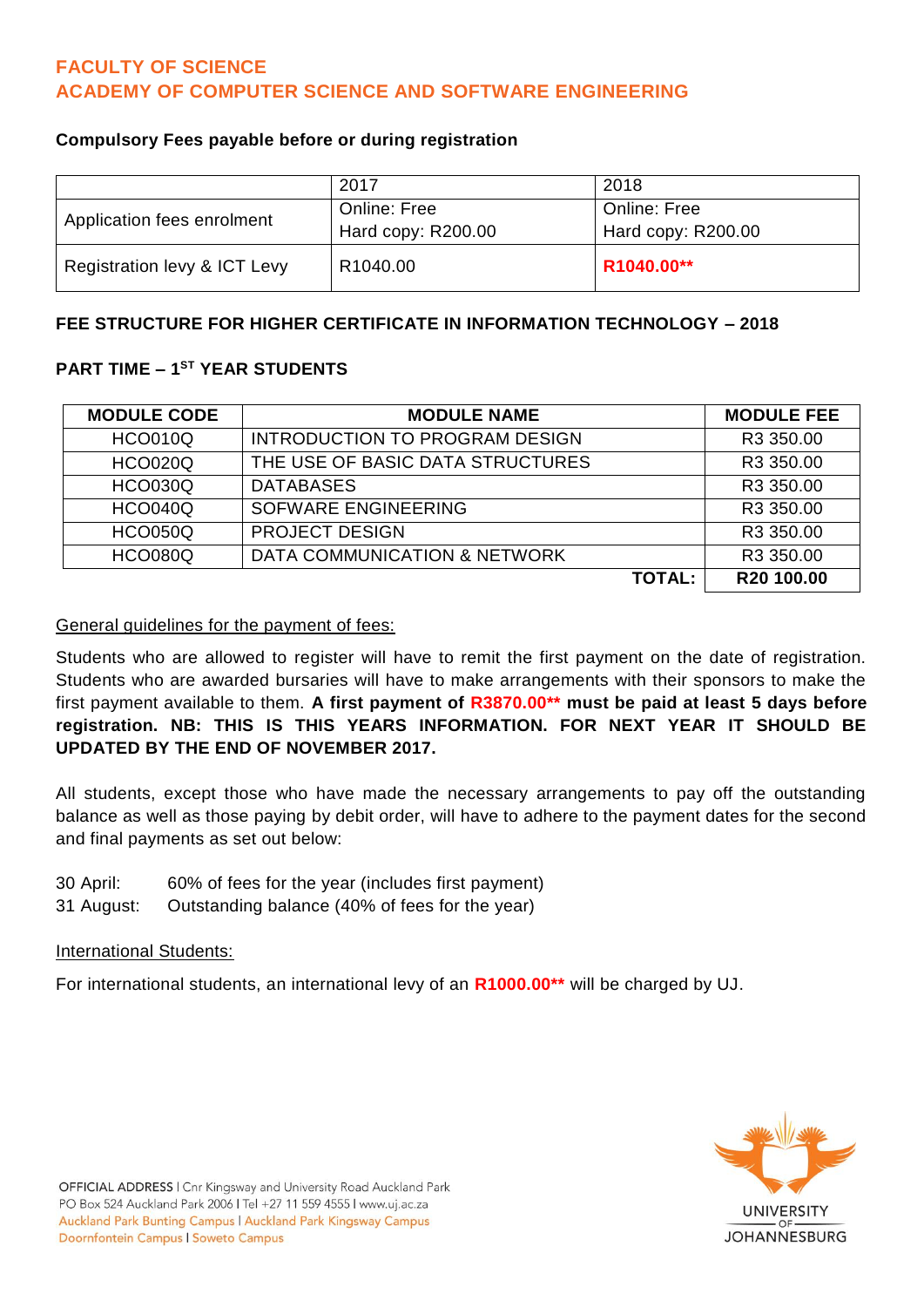# FACULTY OF SCIENCE
## ACADEMY OF COMPUTER SCIENCE AND SOFTWARE ENGINEERING

**Compulsory Fees payable before or during registration**

| | 2017 | 2018 |
|---|---|---|
| Application fees enrolment | Online: Free<br>Hard copy: R200.00 | Online: Free<br>Hard copy: R200.00 |
| Registration levy & ICT Levy | R1040.00 | **R1040.00**** |

**FEE STRUCTURE FOR HIGHER CERTIFICATE IN INFORMATION TECHNOLOGY – 2018**

**PART TIME – 1ST YEAR STUDENTS**

| MODULE CODE | MODULE NAME | MODULE FEE |
|---|---|---|
| HCO010Q | INTRODUCTION TO PROGRAM DESIGN | R3 350.00 |
| HCO020Q | THE USE OF BASIC DATA STRUCTURES | R3 350.00 |
| HCO030Q | DATABASES | R3 350.00 |
| HCO040Q | SOFWARE ENGINEERING | R3 350.00 |
| HCO050Q | PROJECT DESIGN | R3 350.00 |
| HCO080Q | DATA COMMUNICATION & NETWORK | R3 350.00 |
| | **TOTAL:** | **R20 100.00** |

General guidelines for the payment of fees:

Students who are allowed to register will have to remit the first payment on the date of registration. Students who are awarded bursaries will have to make arrangements with their sponsors to make the first payment available to them. **A first payment of R3870.00** must be paid at least 5 days before registration. NB: THIS IS THIS YEARS INFORMATION. FOR NEXT YEAR IT SHOULD BE UPDATED BY THE END OF NOVEMBER 2017.**

All students, except those who have made the necessary arrangements to pay off the outstanding balance as well as those paying by debit order, will have to adhere to the payment dates for the second and final payments as set out below:

30 April: 60% of fees for the year (includes first payment)
31 August: Outstanding balance (40% of fees for the year)

International Students:

For international students, an international levy of an **R1000.00**** will be charged by UJ.

OFFICIAL ADDRESS | Cnr Kingsway and University Road Auckland Park
PO Box 524 Auckland Park 2006 | Tel +27 11 559 4555 | www.uj.ac.za
Auckland Park Bunting Campus | Auckland Park Kingsway Campus
Doornfontein Campus | Soweto Campus

UNIVERSITY OF JOHANNESBURG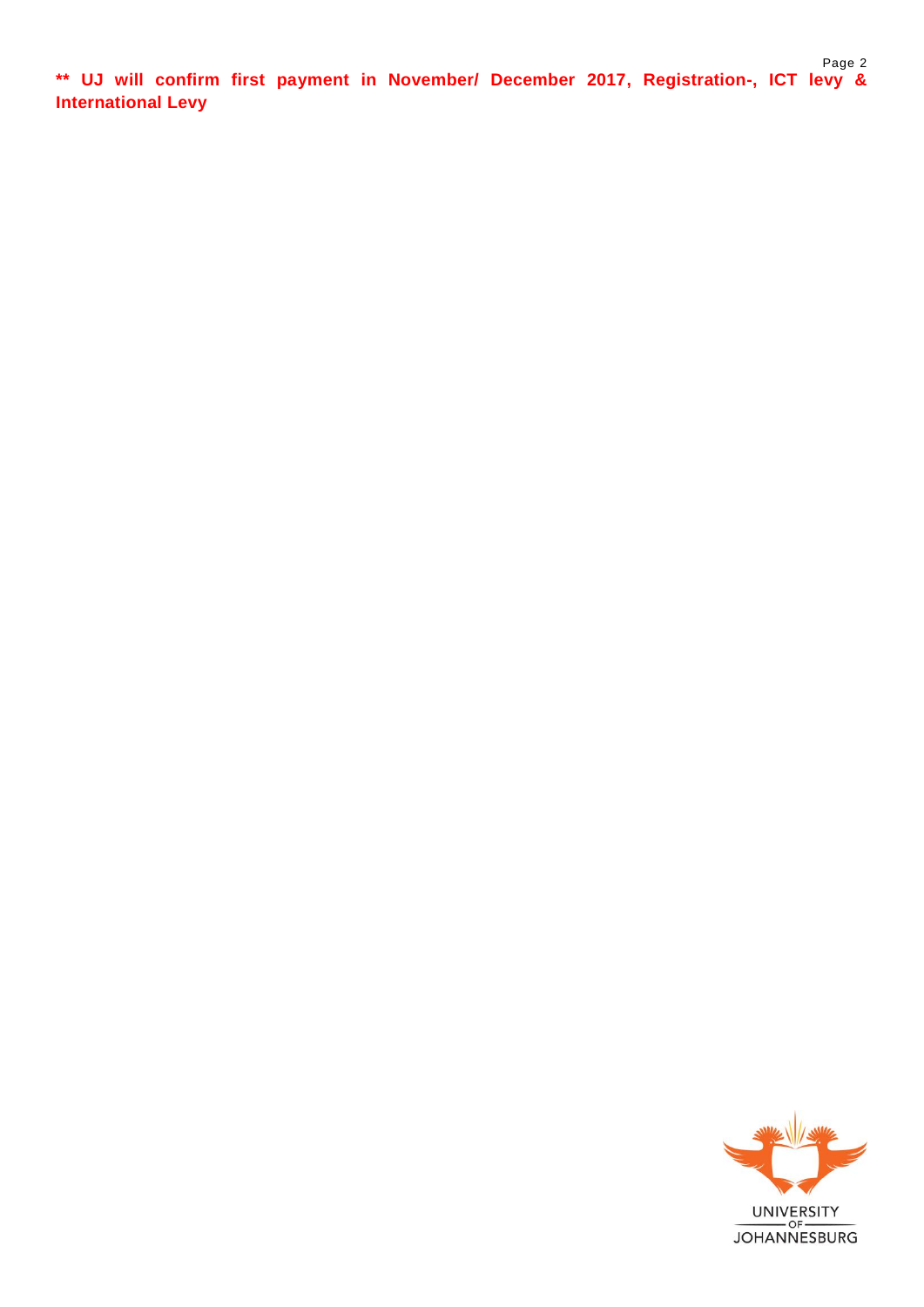**** UJ will confirm first payment in November/ December 2017, Registration-, ICT levy & International Levy**

UNIVERSITY
OF
JOHANNESBURG